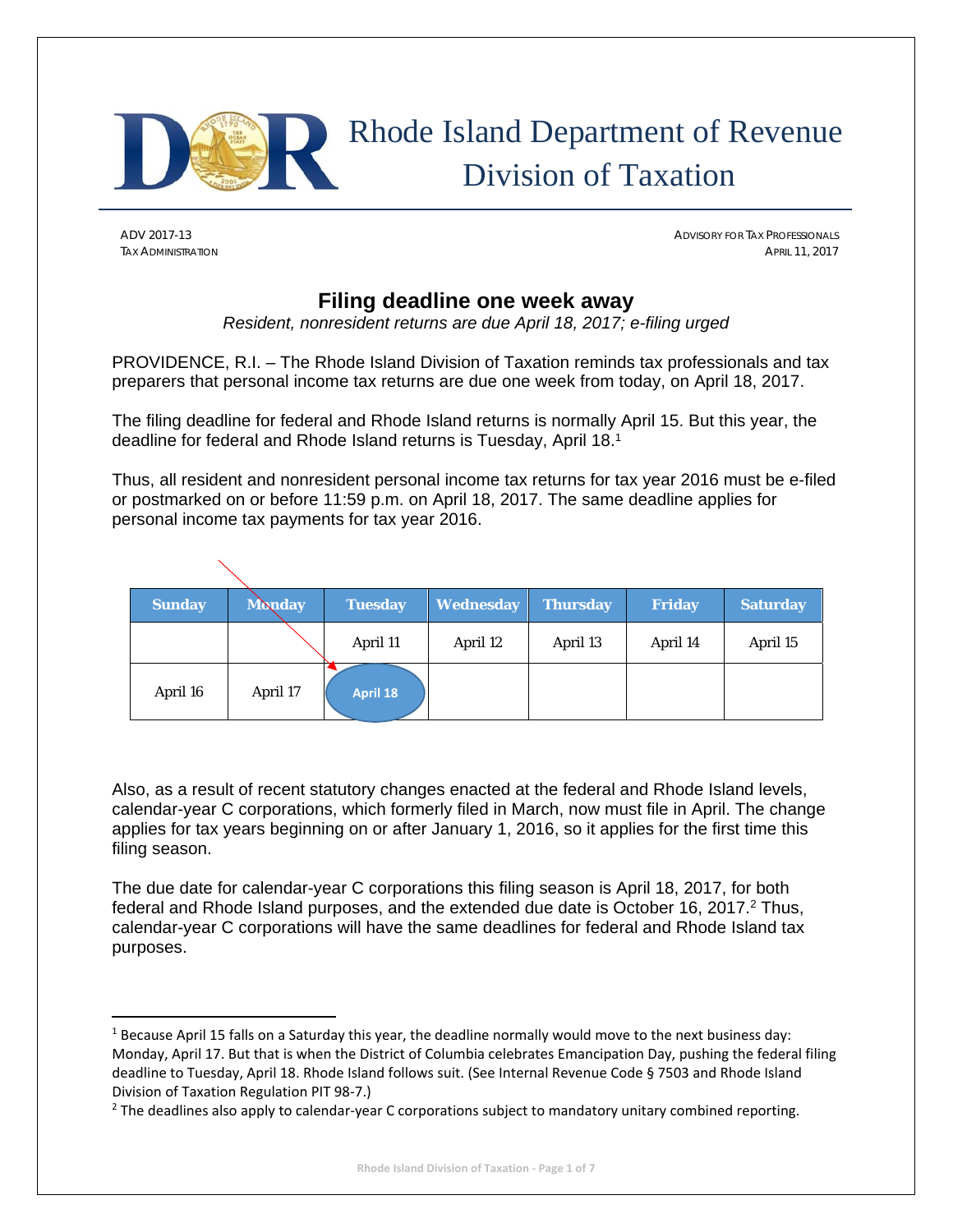# Rhode Island Department of Revenue
# Division of Taxation

ADV 2017-13
TAX ADMINISTRATION

ADVISORY FOR TAX PROFESSIONALS
APRIL 11, 2017

## Filing deadline one week away

*Resident, nonresident returns are due April 18, 2017; e-filing urged*

PROVIDENCE, R.I. – The Rhode Island Division of Taxation reminds tax professionals and tax preparers that personal income tax returns are due one week from today, on April 18, 2017.

The filing deadline for federal and Rhode Island returns is normally April 15. But this year, the deadline for federal and Rhode Island returns is Tuesday, April 18.[1]

Thus, all resident and nonresident personal income tax returns for tax year 2016 must be e-filed or postmarked on or before 11:59 p.m. on April 18, 2017. The same deadline applies for personal income tax payments for tax year 2016.

| Sunday | Monday | Tuesday | Wednesday | Thursday | Friday | Saturday |
|---|---|---|---|---|---|---|
| | | April 11 | April 12 | April 13 | April 14 | April 15 |
| April 16 | April 17 | **April 18** | | | | |

Also, as a result of recent statutory changes enacted at the federal and Rhode Island levels, calendar-year C corporations, which formerly filed in March, now must file in April. The change applies for tax years beginning on or after January 1, 2016, so it applies for the first time this filing season.

The due date for calendar-year C corporations this filing season is April 18, 2017, for both federal and Rhode Island purposes, and the extended due date is October 16, 2017.[2] Thus, calendar-year C corporations will have the same deadlines for federal and Rhode Island tax purposes.

---

[1] Because April 15 falls on a Saturday this year, the deadline normally would move to the next business day: Monday, April 17. But that is when the District of Columbia celebrates Emancipation Day, pushing the federal filing deadline to Tuesday, April 18. Rhode Island follows suit. (See Internal Revenue Code § 7503 and Rhode Island Division of Taxation Regulation PIT 98-7.)

[2] The deadlines also apply to calendar-year C corporations subject to mandatory unitary combined reporting.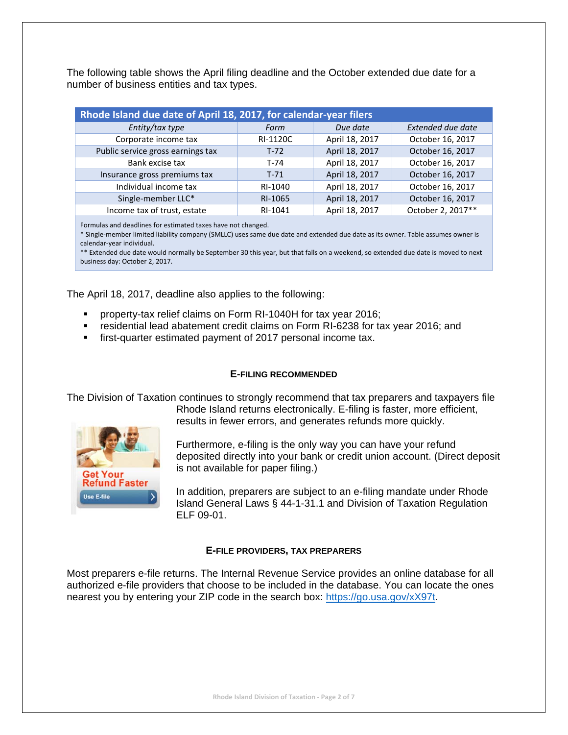The following table shows the April filing deadline and the October extended due date for a number of business entities and tax types.

| Rhode Island due date of April 18, 2017, for calendar-year filers | | | |
|---|---|---|---|
| *Entity/tax type* | *Form* | *Due date* | *Extended due date* |
| Corporate income tax | RI-1120C | April 18, 2017 | October 16, 2017 |
| Public service gross earnings tax | T-72 | April 18, 2017 | October 16, 2017 |
| Bank excise tax | T-74 | April 18, 2017 | October 16, 2017 |
| Insurance gross premiums tax | T-71 | April 18, 2017 | October 16, 2017 |
| Individual income tax | RI-1040 | April 18, 2017 | October 16, 2017 |
| Single-member LLC* | RI-1065 | April 18, 2017 | October 16, 2017 |
| Income tax of trust, estate | RI-1041 | April 18, 2017 | October 2, 2017** |

Formulas and deadlines for estimated taxes have not changed.
* Single-member limited liability company (SMLLC) uses same due date and extended due date as its owner. Table assumes owner is calendar-year individual.
** Extended due date would normally be September 30 this year, but that falls on a weekend, so extended due date is moved to next business day: October 2, 2017.

The April 18, 2017, deadline also applies to the following:

- property-tax relief claims on Form RI-1040H for tax year 2016;
- residential lead abatement credit claims on Form RI-6238 for tax year 2016; and
- first-quarter estimated payment of 2017 personal income tax.

### E-FILING RECOMMENDED

The Division of Taxation continues to strongly recommend that tax preparers and taxpayers file Rhode Island returns electronically. E-filing is faster, more efficient, results in fewer errors, and generates refunds more quickly.

Furthermore, e-filing is the only way you can have your refund deposited directly into your bank or credit union account. (Direct deposit is not available for paper filing.)

In addition, preparers are subject to an e-filing mandate under Rhode Island General Laws § 44-1-31.1 and Division of Taxation Regulation ELF 09-01.

### E-FILE PROVIDERS, TAX PREPARERS

Most preparers e-file returns. The Internal Revenue Service provides an online database for all authorized e-file providers that choose to be included in the database. You can locate the ones nearest you by entering your ZIP code in the search box: https://go.usa.gov/xX97t.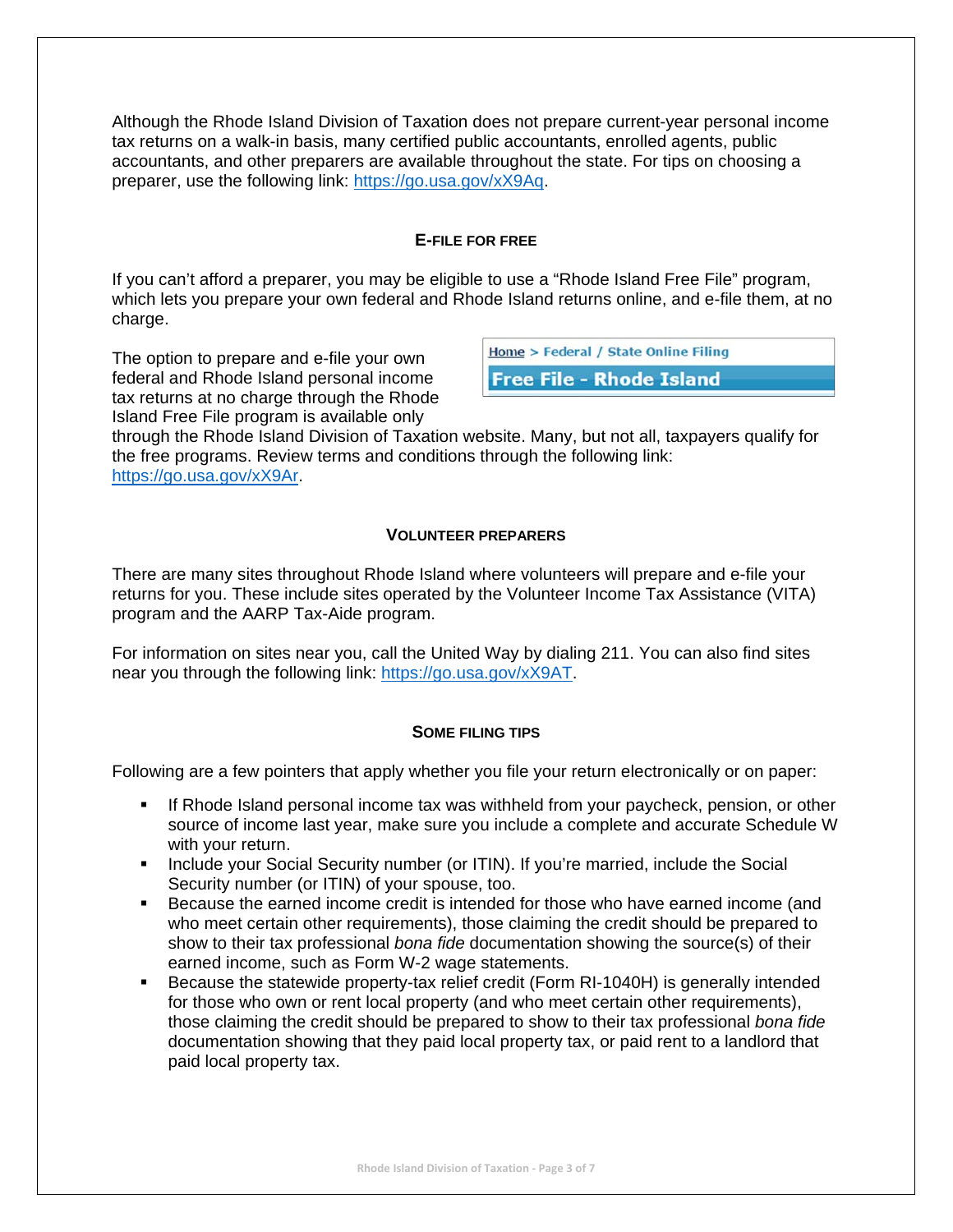Although the Rhode Island Division of Taxation does not prepare current-year personal income tax returns on a walk-in basis, many certified public accountants, enrolled agents, public accountants, and other preparers are available throughout the state. For tips on choosing a preparer, use the following link: https://go.usa.gov/xX9Aq.

## E-FILE FOR FREE

If you can't afford a preparer, you may be eligible to use a "Rhode Island Free File" program, which lets you prepare your own federal and Rhode Island returns online, and e-file them, at no charge.

Home > Federal / State Online Filing

**Free File - Rhode Island**

The option to prepare and e-file your own federal and Rhode Island personal income tax returns at no charge through the Rhode Island Free File program is available only through the Rhode Island Division of Taxation website. Many, but not all, taxpayers qualify for the free programs. Review terms and conditions through the following link: https://go.usa.gov/xX9Ar.

## VOLUNTEER PREPARERS

There are many sites throughout Rhode Island where volunteers will prepare and e-file your returns for you. These include sites operated by the Volunteer Income Tax Assistance (VITA) program and the AARP Tax-Aide program.

For information on sites near you, call the United Way by dialing 211. You can also find sites near you through the following link: https://go.usa.gov/xX9AT.

## SOME FILING TIPS

Following are a few pointers that apply whether you file your return electronically or on paper:

- If Rhode Island personal income tax was withheld from your paycheck, pension, or other source of income last year, make sure you include a complete and accurate Schedule W with your return.
- Include your Social Security number (or ITIN). If you're married, include the Social Security number (or ITIN) of your spouse, too.
- Because the earned income credit is intended for those who have earned income (and who meet certain other requirements), those claiming the credit should be prepared to show to their tax professional *bona fide* documentation showing the source(s) of their earned income, such as Form W-2 wage statements.
- Because the statewide property-tax relief credit (Form RI-1040H) is generally intended for those who own or rent local property (and who meet certain other requirements), those claiming the credit should be prepared to show to their tax professional *bona fide* documentation showing that they paid local property tax, or paid rent to a landlord that paid local property tax.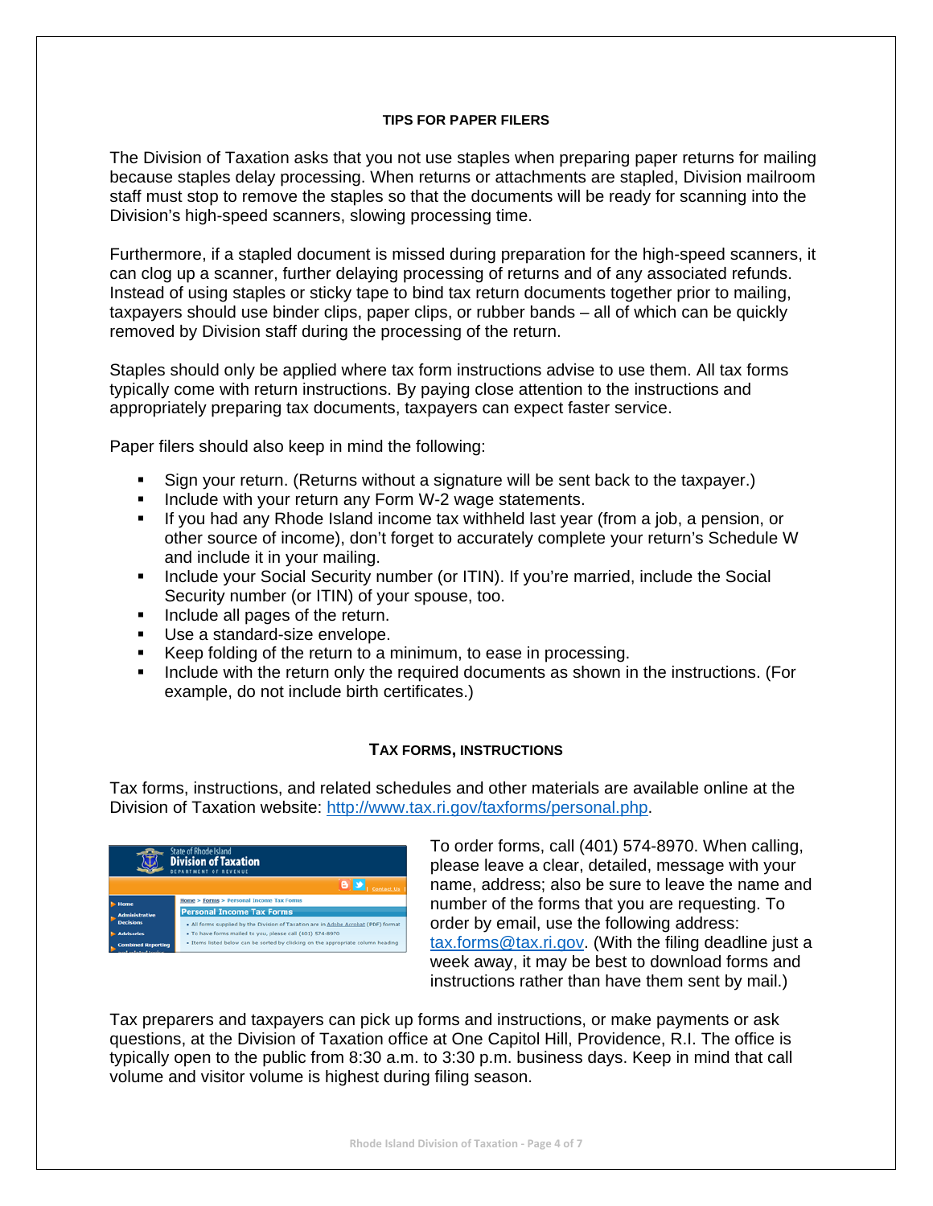## TIPS FOR PAPER FILERS

The Division of Taxation asks that you not use staples when preparing paper returns for mailing because staples delay processing. When returns or attachments are stapled, Division mailroom staff must stop to remove the staples so that the documents will be ready for scanning into the Division's high-speed scanners, slowing processing time.

Furthermore, if a stapled document is missed during preparation for the high-speed scanners, it can clog up a scanner, further delaying processing of returns and of any associated refunds. Instead of using staples or sticky tape to bind tax return documents together prior to mailing, taxpayers should use binder clips, paper clips, or rubber bands – all of which can be quickly removed by Division staff during the processing of the return.

Staples should only be applied where tax form instructions advise to use them. All tax forms typically come with return instructions. By paying close attention to the instructions and appropriately preparing tax documents, taxpayers can expect faster service.

Paper filers should also keep in mind the following:

- Sign your return. (Returns without a signature will be sent back to the taxpayer.)
- Include with your return any Form W-2 wage statements.
- If you had any Rhode Island income tax withheld last year (from a job, a pension, or other source of income), don't forget to accurately complete your return's Schedule W and include it in your mailing.
- Include your Social Security number (or ITIN). If you're married, include the Social Security number (or ITIN) of your spouse, too.
- Include all pages of the return.
- Use a standard-size envelope.
- Keep folding of the return to a minimum, to ease in processing.
- Include with the return only the required documents as shown in the instructions. (For example, do not include birth certificates.)

## TAX FORMS, INSTRUCTIONS

Tax forms, instructions, and related schedules and other materials are available online at the Division of Taxation website: http://www.tax.ri.gov/taxforms/personal.php.

To order forms, call (401) 574-8970. When calling, please leave a clear, detailed, message with your name, address; also be sure to leave the name and number of the forms that you are requesting. To order by email, use the following address: tax.forms@tax.ri.gov. (With the filing deadline just a week away, it may be best to download forms and instructions rather than have them sent by mail.)

Tax preparers and taxpayers can pick up forms and instructions, or make payments or ask questions, at the Division of Taxation office at One Capitol Hill, Providence, R.I. The office is typically open to the public from 8:30 a.m. to 3:30 p.m. business days. Keep in mind that call volume and visitor volume is highest during filing season.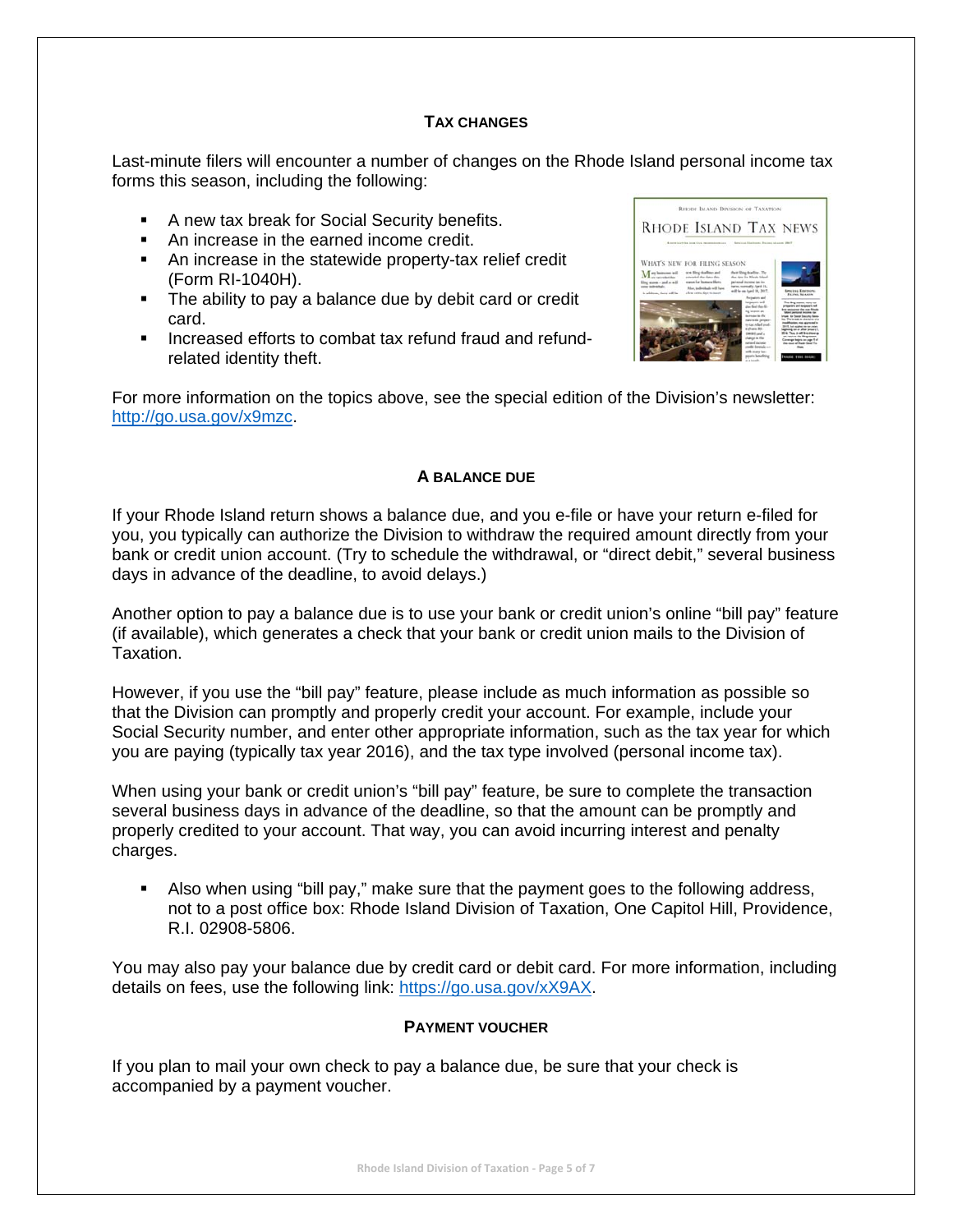## TAX CHANGES

Last-minute filers will encounter a number of changes on the Rhode Island personal income tax forms this season, including the following:

- A new tax break for Social Security benefits.
- An increase in the earned income credit.
- An increase in the statewide property-tax relief credit (Form RI-1040H).
- The ability to pay a balance due by debit card or credit card.
- Increased efforts to combat tax refund fraud and refund-related identity theft.

For more information on the topics above, see the special edition of the Division's newsletter: [http://go.usa.gov/x9mzc](http://go.usa.gov/x9mzc).

## A BALANCE DUE

If your Rhode Island return shows a balance due, and you e-file or have your return e-filed for you, you typically can authorize the Division to withdraw the required amount directly from your bank or credit union account. (Try to schedule the withdrawal, or "direct debit," several business days in advance of the deadline, to avoid delays.)

Another option to pay a balance due is to use your bank or credit union's online "bill pay" feature (if available), which generates a check that your bank or credit union mails to the Division of Taxation.

However, if you use the "bill pay" feature, please include as much information as possible so that the Division can promptly and properly credit your account. For example, include your Social Security number, and enter other appropriate information, such as the tax year for which you are paying (typically tax year 2016), and the tax type involved (personal income tax).

When using your bank or credit union's "bill pay" feature, be sure to complete the transaction several business days in advance of the deadline, so that the amount can be promptly and properly credited to your account. That way, you can avoid incurring interest and penalty charges.

- Also when using "bill pay," make sure that the payment goes to the following address, not to a post office box: Rhode Island Division of Taxation, One Capitol Hill, Providence, R.I. 02908-5806.

You may also pay your balance due by credit card or debit card. For more information, including details on fees, use the following link: [https://go.usa.gov/xX9AX](https://go.usa.gov/xX9AX).

## PAYMENT VOUCHER

If you plan to mail your own check to pay a balance due, be sure that your check is accompanied by a payment voucher.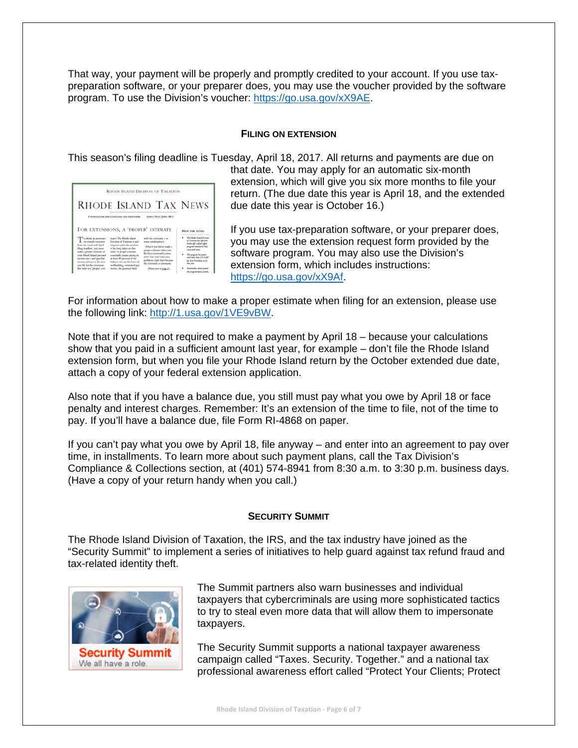That way, your payment will be properly and promptly credited to your account. If you use tax-preparation software, or your preparer does, you may use the voucher provided by the software program. To use the Division's voucher: [https://go.usa.gov/xX9AE](https://go.usa.gov/xX9AE).

### FILING ON EXTENSION

This season's filing deadline is Tuesday, April 18, 2017. All returns and payments are due on that date. You may apply for an automatic six-month extension, which will give you six more months to file your return. (The due date this year is April 18, and the extended due date this year is October 16.)

If you use tax-preparation software, or your preparer does, you may use the extension request form provided by the software program. You may also use the Division's extension form, which includes instructions: [https://go.usa.gov/xX9Af](https://go.usa.gov/xX9Af).

For information about how to make a proper estimate when filing for an extension, please use the following link: [http://1.usa.gov/1VE9vBW](http://1.usa.gov/1VE9vBW).

Note that if you are not required to make a payment by April 18 – because your calculations show that you paid in a sufficient amount last year, for example – don't file the Rhode Island extension form, but when you file your Rhode Island return by the October extended due date, attach a copy of your federal extension application.

Also note that if you have a balance due, you still must pay what you owe by April 18 or face penalty and interest charges. Remember: It's an extension of the time to file, not of the time to pay. If you'll have a balance due, file Form RI-4868 on paper.

If you can't pay what you owe by April 18, file anyway – and enter into an agreement to pay over time, in installments. To learn more about such payment plans, call the Tax Division's Compliance & Collections section, at (401) 574-8941 from 8:30 a.m. to 3:30 p.m. business days. (Have a copy of your return handy when you call.)

### SECURITY SUMMIT

The Rhode Island Division of Taxation, the IRS, and the tax industry have joined as the "Security Summit" to implement a series of initiatives to help guard against tax refund fraud and tax-related identity theft.

The Summit partners also warn businesses and individual taxpayers that cybercriminals are using more sophisticated tactics to try to steal even more data that will allow them to impersonate taxpayers.

The Security Summit supports a national taxpayer awareness campaign called "Taxes. Security. Together." and a national tax professional awareness effort called "Protect Your Clients; Protect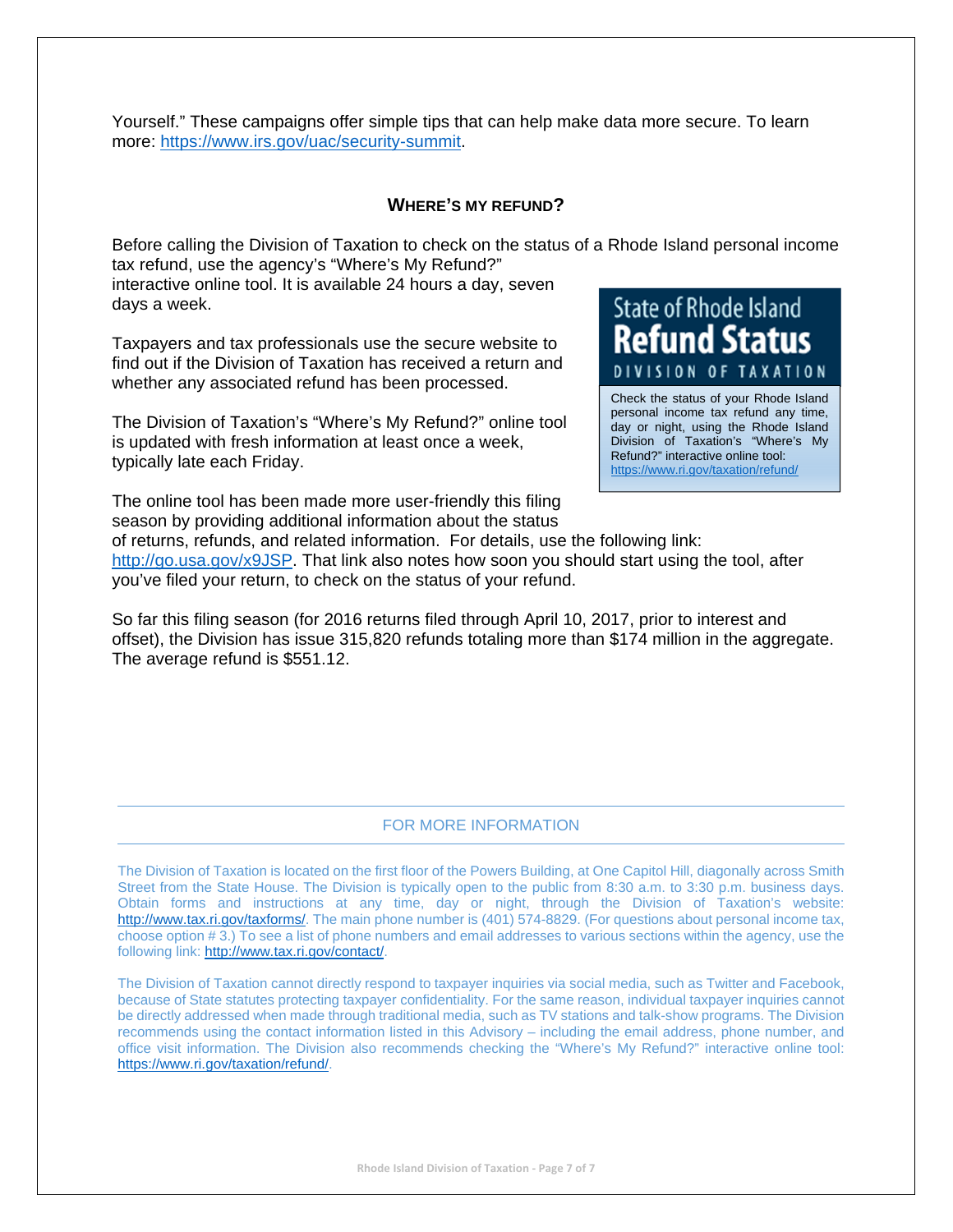Yourself." These campaigns offer simple tips that can help make data more secure. To learn more: https://www.irs.gov/uac/security-summit.

## WHERE'S MY REFUND?

Before calling the Division of Taxation to check on the status of a Rhode Island personal income tax refund, use the agency's "Where's My Refund?" interactive online tool. It is available 24 hours a day, seven days a week.

Taxpayers and tax professionals use the secure website to find out if the Division of Taxation has received a return and whether any associated refund has been processed.

The Division of Taxation's "Where's My Refund?" online tool is updated with fresh information at least once a week, typically late each Friday.

State of Rhode Island
**Refund Status**
DIVISION OF TAXATION

Check the status of your Rhode Island personal income tax refund any time, day or night, using the Rhode Island Division of Taxation's "Where's My Refund?" interactive online tool: https://www.ri.gov/taxation/refund/

The online tool has been made more user-friendly this filing season by providing additional information about the status of returns, refunds, and related information. For details, use the following link: http://go.usa.gov/x9JSP. That link also notes how soon you should start using the tool, after you've filed your return, to check on the status of your refund.

So far this filing season (for 2016 returns filed through April 10, 2017, prior to interest and offset), the Division has issue 315,820 refunds totaling more than $174 million in the aggregate. The average refund is $551.12.

---

FOR MORE INFORMATION

---

The Division of Taxation is located on the first floor of the Powers Building, at One Capitol Hill, diagonally across Smith Street from the State House. The Division is typically open to the public from 8:30 a.m. to 3:30 p.m. business days. Obtain forms and instructions at any time, day or night, through the Division of Taxation's website: http://www.tax.ri.gov/taxforms/. The main phone number is (401) 574-8829. (For questions about personal income tax, choose option # 3.) To see a list of phone numbers and email addresses to various sections within the agency, use the following link: http://www.tax.ri.gov/contact/.

The Division of Taxation cannot directly respond to taxpayer inquiries via social media, such as Twitter and Facebook, because of State statutes protecting taxpayer confidentiality. For the same reason, individual taxpayer inquiries cannot be directly addressed when made through traditional media, such as TV stations and talk-show programs. The Division recommends using the contact information listed in this Advisory – including the email address, phone number, and office visit information. The Division also recommends checking the "Where's My Refund?" interactive online tool: https://www.ri.gov/taxation/refund/.